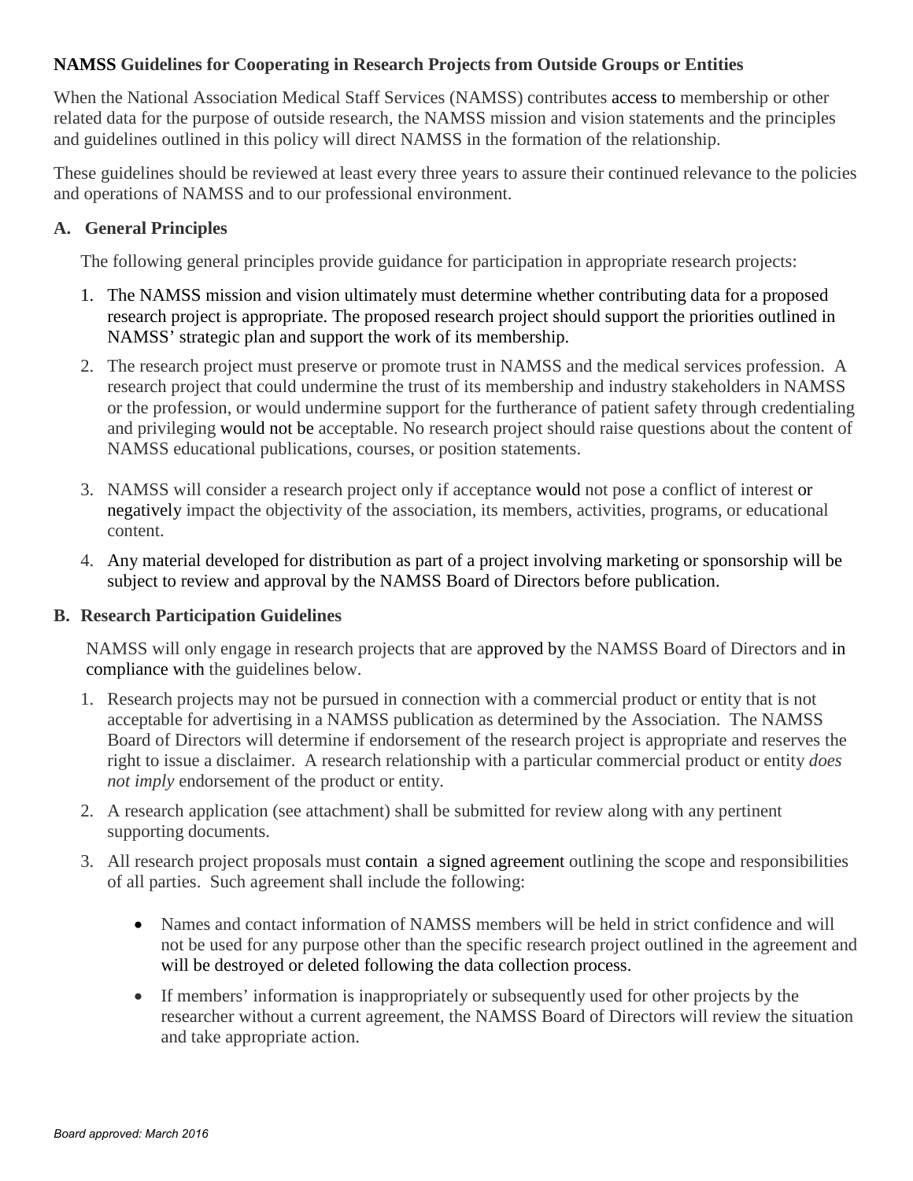**NAMSS Guidelines for Cooperating in Research Projects from Outside Groups or Entities**

When the National Association Medical Staff Services (NAMSS) contributes access to membership or other related data for the purpose of outside research, the NAMSS mission and vision statements and the principles and guidelines outlined in this policy will direct NAMSS in the formation of the relationship.

These guidelines should be reviewed at least every three years to assure their continued relevance to the policies and operations of NAMSS and to our professional environment.

## A. General Principles

The following general principles provide guidance for participation in appropriate research projects:

1. The NAMSS mission and vision ultimately must determine whether contributing data for a proposed research project is appropriate. The proposed research project should support the priorities outlined in NAMSS' strategic plan and support the work of its membership.
2. The research project must preserve or promote trust in NAMSS and the medical services profession. A research project that could undermine the trust of its membership and industry stakeholders in NAMSS or the profession, or would undermine support for the furtherance of patient safety through credentialing and privileging would not be acceptable. No research project should raise questions about the content of NAMSS educational publications, courses, or position statements.
3. NAMSS will consider a research project only if acceptance would not pose a conflict of interest or negatively impact the objectivity of the association, its members, activities, programs, or educational content.
4. Any material developed for distribution as part of a project involving marketing or sponsorship will be subject to review and approval by the NAMSS Board of Directors before publication.

## B. Research Participation Guidelines

NAMSS will only engage in research projects that are approved by the NAMSS Board of Directors and in compliance with the guidelines below.

1. Research projects may not be pursued in connection with a commercial product or entity that is not acceptable for advertising in a NAMSS publication as determined by the Association. The NAMSS Board of Directors will determine if endorsement of the research project is appropriate and reserves the right to issue a disclaimer. A research relationship with a particular commercial product or entity *does not imply* endorsement of the product or entity.
2. A research application (see attachment) shall be submitted for review along with any pertinent supporting documents.
3. All research project proposals must contain a signed agreement outlining the scope and responsibilities of all parties. Such agreement shall include the following:
   - Names and contact information of NAMSS members will be held in strict confidence and will not be used for any purpose other than the specific research project outlined in the agreement and will be destroyed or deleted following the data collection process.
   - If members' information is inappropriately or subsequently used for other projects by the researcher without a current agreement, the NAMSS Board of Directors will review the situation and take appropriate action.

*Board approved: March 2016*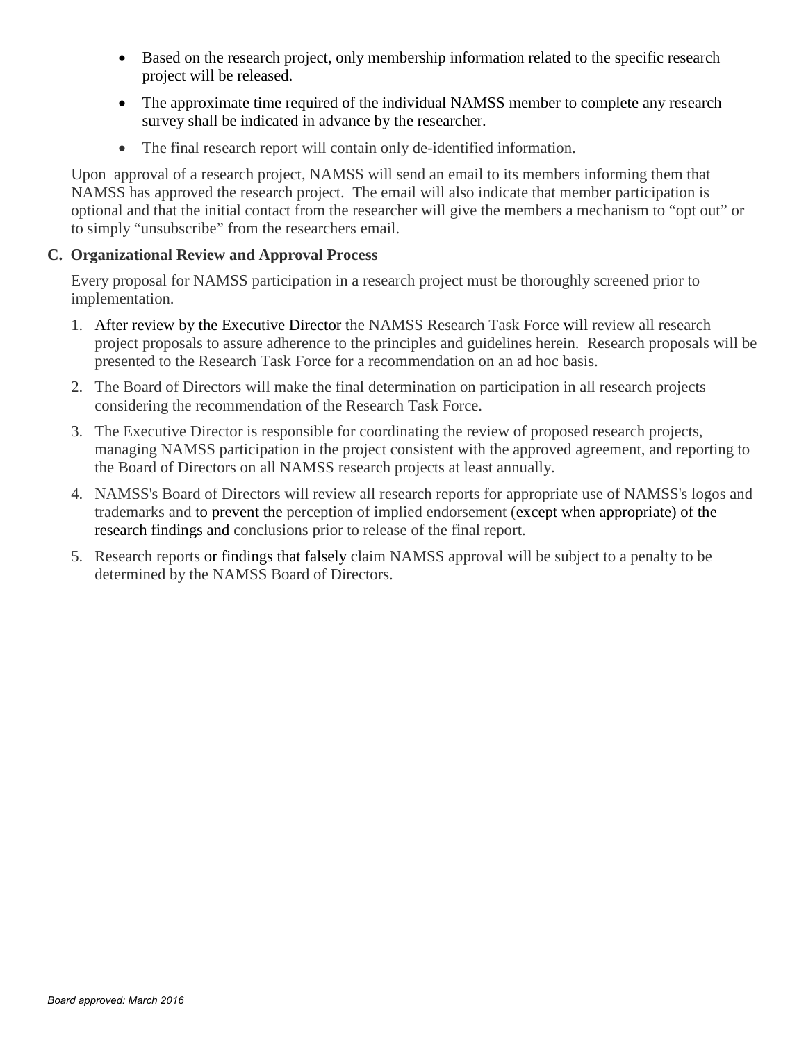- Based on the research project, only membership information related to the specific research project will be released.
- The approximate time required of the individual NAMSS member to complete any research survey shall be indicated in advance by the researcher.
- The final research report will contain only de-identified information.

Upon approval of a research project, NAMSS will send an email to its members informing them that NAMSS has approved the research project. The email will also indicate that member participation is optional and that the initial contact from the researcher will give the members a mechanism to "opt out" or to simply "unsubscribe" from the researchers email.

**C. Organizational Review and Approval Process**

Every proposal for NAMSS participation in a research project must be thoroughly screened prior to implementation.

1. After review by the Executive Director the NAMSS Research Task Force will review all research project proposals to assure adherence to the principles and guidelines herein. Research proposals will be presented to the Research Task Force for a recommendation on an ad hoc basis.
2. The Board of Directors will make the final determination on participation in all research projects considering the recommendation of the Research Task Force.
3. The Executive Director is responsible for coordinating the review of proposed research projects, managing NAMSS participation in the project consistent with the approved agreement, and reporting to the Board of Directors on all NAMSS research projects at least annually.
4. NAMSS's Board of Directors will review all research reports for appropriate use of NAMSS's logos and trademarks and to prevent the perception of implied endorsement (except when appropriate) of the research findings and conclusions prior to release of the final report.
5. Research reports or findings that falsely claim NAMSS approval will be subject to a penalty to be determined by the NAMSS Board of Directors.

*Board approved: March 2016*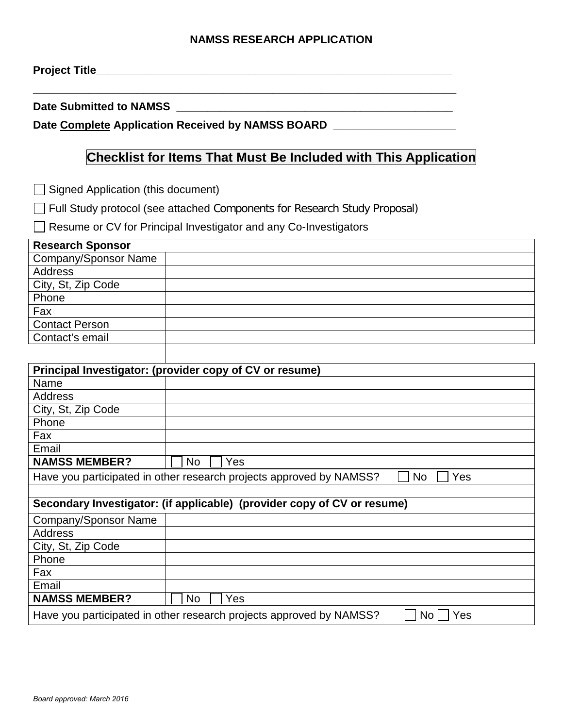# NAMSS RESEARCH APPLICATION

**Project Title**_______________________________________________________________

___________________________________________________________________________

**Date Submitted to NAMSS** _______________________________________________

**Date Complete Application Received by NAMSS BOARD** ___________________

## Checklist for Items That Must Be Included with This Application

☐ Signed Application (this document)

☐ Full Study protocol (see attached Components for Research Study Proposal)

☐ Resume or CV for Principal Investigator and any Co-Investigators

| **Research Sponsor** | |
|---|---|
| Company/Sponsor Name | |
| Address | |
| City, St, Zip Code | |
| Phone | |
| Fax | |
| Contact Person | |
| Contact's email | |

| **Principal Investigator: (provider copy of CV or resume)** | |
|---|---|
| Name | |
| Address | |
| City, St, Zip Code | |
| Phone | |
| Fax | |
| Email | |
| **NAMSS MEMBER?** | ☐ No ☐ Yes |
| Have you participated in other research projects approved by NAMSS? ☐ No ☐ Yes | |

| **Secondary Investigator: (if applicable) (provider copy of CV or resume)** | |
|---|---|
| Company/Sponsor Name | |
| Address | |
| City, St, Zip Code | |
| Phone | |
| Fax | |
| Email | |
| **NAMSS MEMBER?** | ☐ No ☐ Yes |
| Have you participated in other research projects approved by NAMSS? ☐ No ☐ Yes | |

*Board approved: March 2016*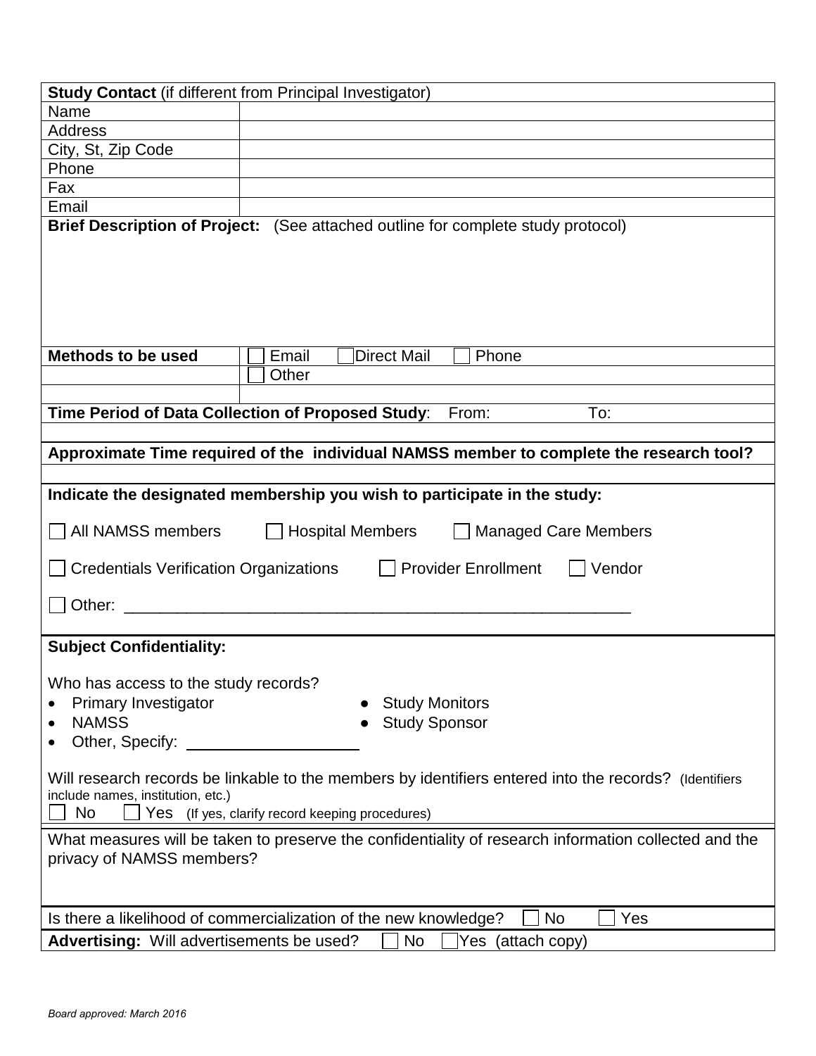| **Study Contact** (if different from Principal Investigator) | |
| --- | --- |
| Name | |
| Address | |
| City, St, Zip Code | |
| Phone | |
| Fax | |
| Email | |

**Brief Description of Project:** (See attached outline for complete study protocol)

| **Methods to be used** | ☐ Email ☐ Direct Mail ☐ Phone |
| --- | --- |
| | ☐ Other |
| | |

**Time Period of Data Collection of Proposed Study**: From: To:

**Approximate Time required of the individual NAMSS member to complete the research tool?**

**Indicate the designated membership you wish to participate in the study:**

☐ All NAMSS members ☐ Hospital Members ☐ Managed Care Members

☐ Credentials Verification Organizations ☐ Provider Enrollment ☐ Vendor

☐ Other: ___________________________________________________________

**Subject Confidentiality:**

Who has access to the study records?

- Primary Investigator
- NAMSS
- Other, Specify: ____________________
- Study Monitors
- Study Sponsor

Will research records be linkable to the members by identifiers entered into the records? (Identifiers include names, institution, etc.)

☐ No ☐ Yes (If yes, clarify record keeping procedures)

What measures will be taken to preserve the confidentiality of research information collected and the privacy of NAMSS members?

Is there a likelihood of commercialization of the new knowledge? ☐ No ☐ Yes

**Advertising:** Will advertisements be used? ☐ No ☐ Yes (attach copy)

*Board approved: March 2016*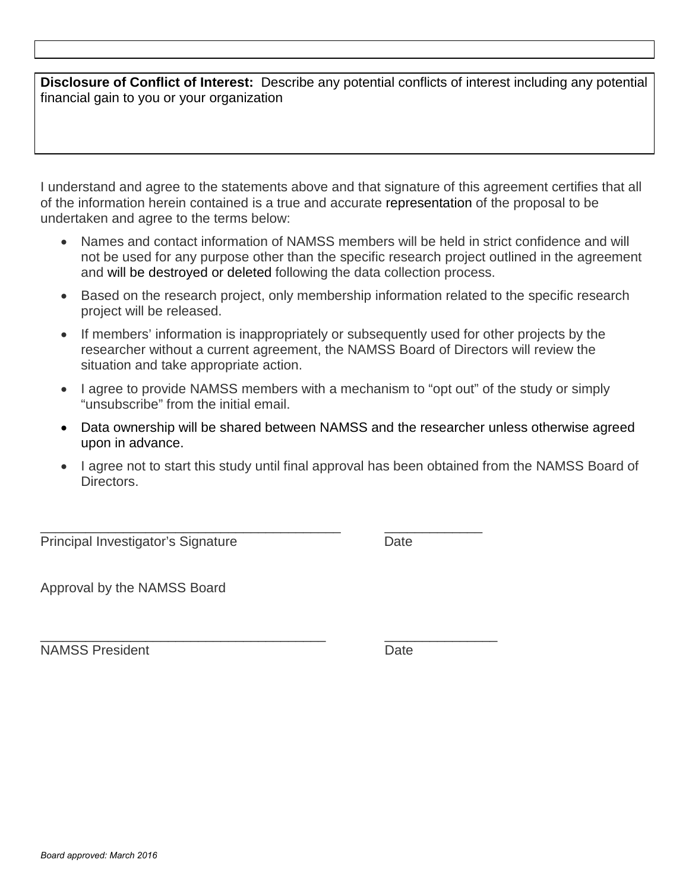**Disclosure of Conflict of Interest:** Describe any potential conflicts of interest including any potential financial gain to you or your organization

I understand and agree to the statements above and that signature of this agreement certifies that all of the information herein contained is a true and accurate representation of the proposal to be undertaken and agree to the terms below:

- Names and contact information of NAMSS members will be held in strict confidence and will not be used for any purpose other than the specific research project outlined in the agreement and will be destroyed or deleted following the data collection process.
- Based on the research project, only membership information related to the specific research project will be released.
- If members' information is inappropriately or subsequently used for other projects by the researcher without a current agreement, the NAMSS Board of Directors will review the situation and take appropriate action.
- I agree to provide NAMSS members with a mechanism to "opt out" of the study or simply "unsubscribe" from the initial email.
- Data ownership will be shared between NAMSS and the researcher unless otherwise agreed upon in advance.
- I agree not to start this study until final approval has been obtained from the NAMSS Board of Directors.

\_\_\_\_\_\_\_\_\_\_\_\_\_\_\_\_\_\_\_\_\_\_\_\_\_\_\_\_\_\_\_\_\_\_\_\_\_\_\_\_\_ \_\_\_\_\_\_\_\_\_\_\_\_\_\_
Principal Investigator's Signature Date

Approval by the NAMSS Board

\_\_\_\_\_\_\_\_\_\_\_\_\_\_\_\_\_\_\_\_\_\_\_\_\_\_\_\_\_\_\_\_\_\_\_\_\_\_\_\_ \_\_\_\_\_\_\_\_\_\_\_\_\_\_\_\_
NAMSS President Date

*Board approved: March 2016*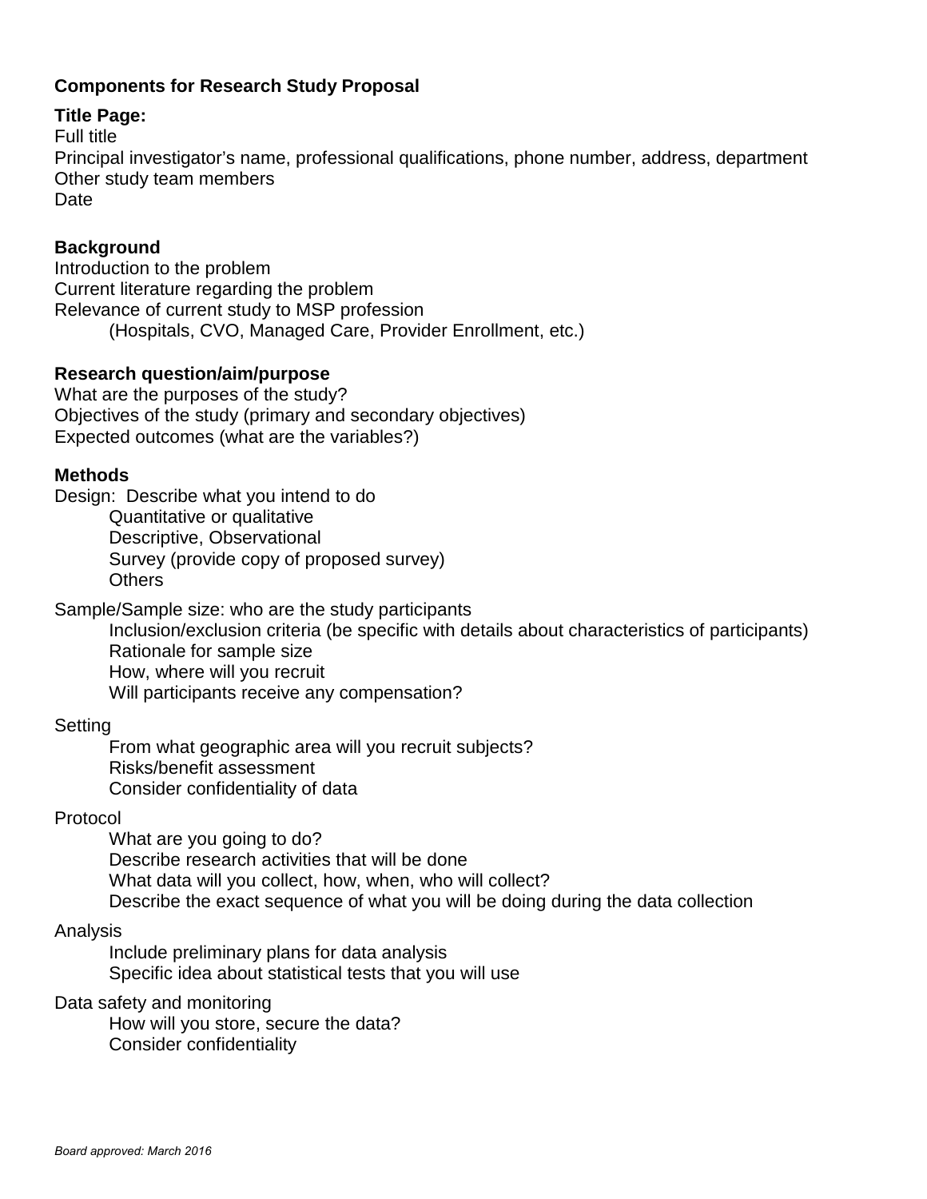**Components for Research Study Proposal**

**Title Page:**
Full title
Principal investigator's name, professional qualifications, phone number, address, department
Other study team members
Date

**Background**
Introduction to the problem
Current literature regarding the problem
Relevance of current study to MSP profession
- (Hospitals, CVO, Managed Care, Provider Enrollment, etc.)

**Research question/aim/purpose**
What are the purposes of the study?
Objectives of the study (primary and secondary objectives)
Expected outcomes (what are the variables?)

**Methods**
Design: Describe what you intend to do
- Quantitative or qualitative
- Descriptive, Observational
- Survey (provide copy of proposed survey)
- Others

Sample/Sample size: who are the study participants
- Inclusion/exclusion criteria (be specific with details about characteristics of participants)
- Rationale for sample size
- How, where will you recruit
- Will participants receive any compensation?

Setting
- From what geographic area will you recruit subjects?
- Risks/benefit assessment
- Consider confidentiality of data

Protocol
- What are you going to do?
- Describe research activities that will be done
- What data will you collect, how, when, who will collect?
- Describe the exact sequence of what you will be doing during the data collection

Analysis
- Include preliminary plans for data analysis
- Specific idea about statistical tests that you will use

Data safety and monitoring
- How will you store, secure the data?
- Consider confidentiality

*Board approved: March 2016*